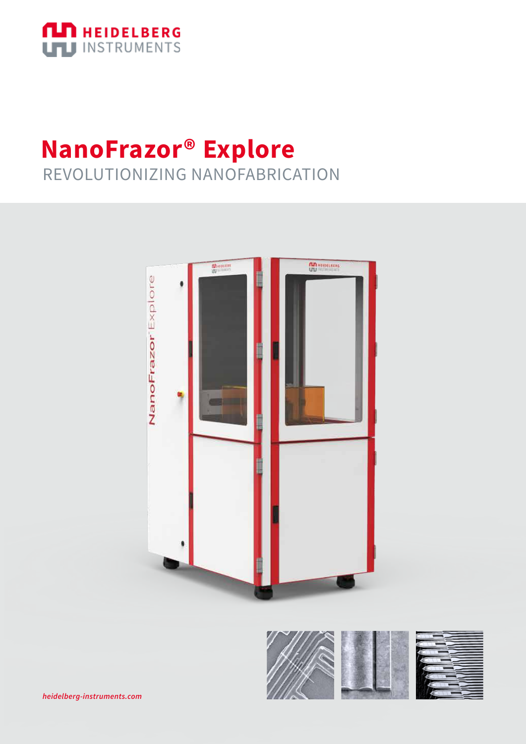HEIDELBERG INSTRUMENTS

# NanoFrazor® Explore

## REVOLUTIONIZING NANOFABRICATION

*heidelberg-instruments.com*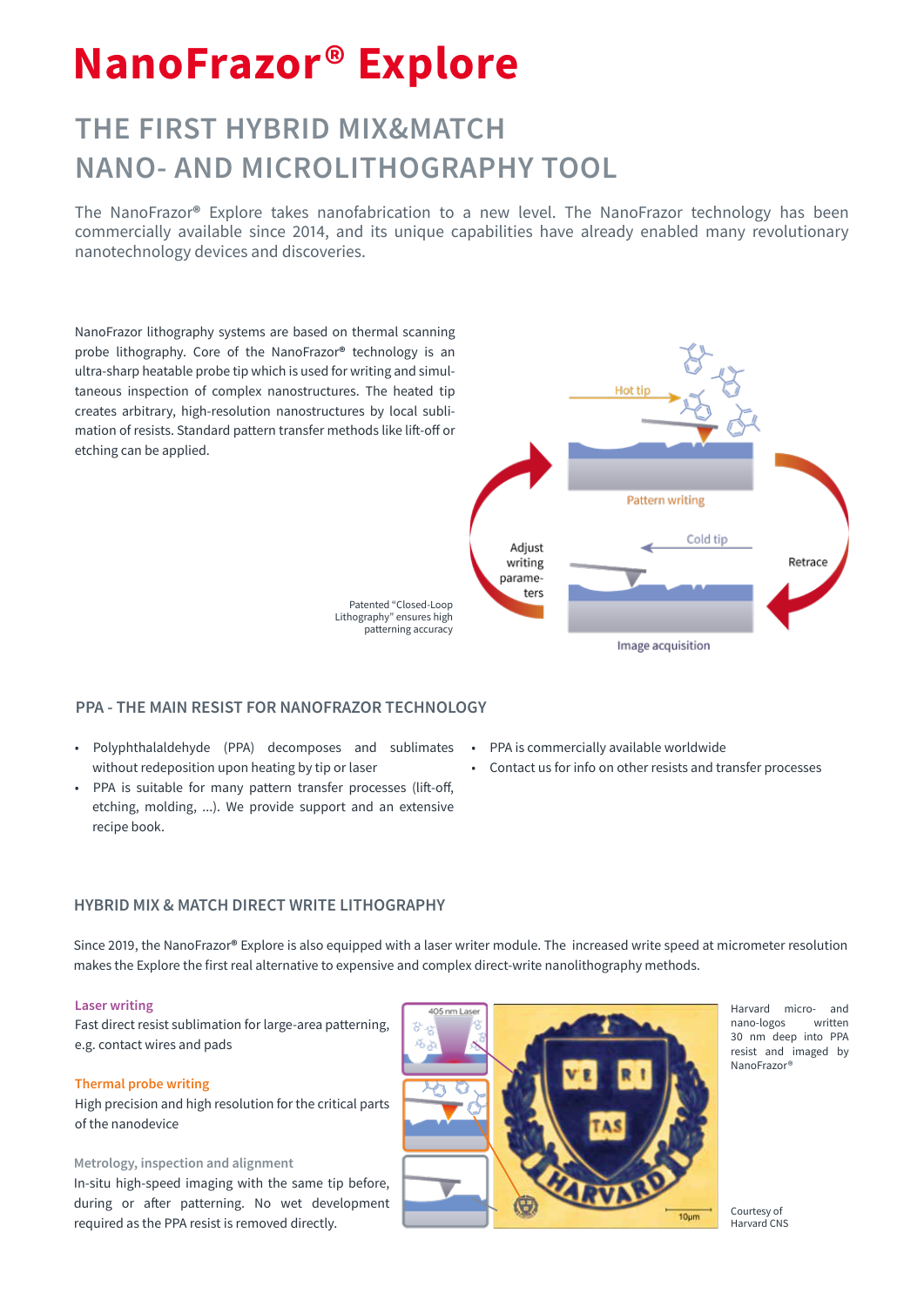# NanoFrazor® Explore

## THE FIRST HYBRID MIX&MATCH NANO- AND MICROLITHOGRAPHY TOOL

The NanoFrazor® Explore takes nanofabrication to a new level. The NanoFrazor technology has been commercially available since 2014, and its unique capabilities have already enabled many revolutionary nanotechnology devices and discoveries.

NanoFrazor lithography systems are based on thermal scanning probe lithography. Core of the NanoFrazor® technology is an ultra-sharp heatable probe tip which is used for writing and simultaneous inspection of complex nanostructures. The heated tip creates arbitrary, high-resolution nanostructures by local sublimation of resists. Standard pattern transfer methods like lift-off or etching can be applied.

Hot tip

Pattern writing

Cold tip

Adjust writing parameters

Retrace

Image acquisition

Patented "Closed-Loop Lithography" ensures high patterning accuracy

### PPA - THE MAIN RESIST FOR NANOFRAZOR TECHNOLOGY

- Polyphthalaldehyde (PPA) decomposes and sublimates without redeposition upon heating by tip or laser
- PPA is suitable for many pattern transfer processes (lift-off, etching, molding, ...). We provide support and an extensive recipe book.
- PPA is commercially available worldwide
- Contact us for info on other resists and transfer processes

### HYBRID MIX & MATCH DIRECT WRITE LITHOGRAPHY

Since 2019, the NanoFrazor® Explore is also equipped with a laser writer module. The increased write speed at micrometer resolution makes the Explore the first real alternative to expensive and complex direct-write nanolithography methods.

**Laser writing**
Fast direct resist sublimation for large-area patterning, e.g. contact wires and pads

**Thermal probe writing**
High precision and high resolution for the critical parts of the nanodevice

**Metrology, inspection and alignment**
In-situ high-speed imaging with the same tip before, during or after patterning. No wet development required as the PPA resist is removed directly.

405 nm Laser

10µm

Harvard micro- and nano-logos written 30 nm deep into PPA resist and imaged by NanoFrazor®

Courtesy of Harvard CNS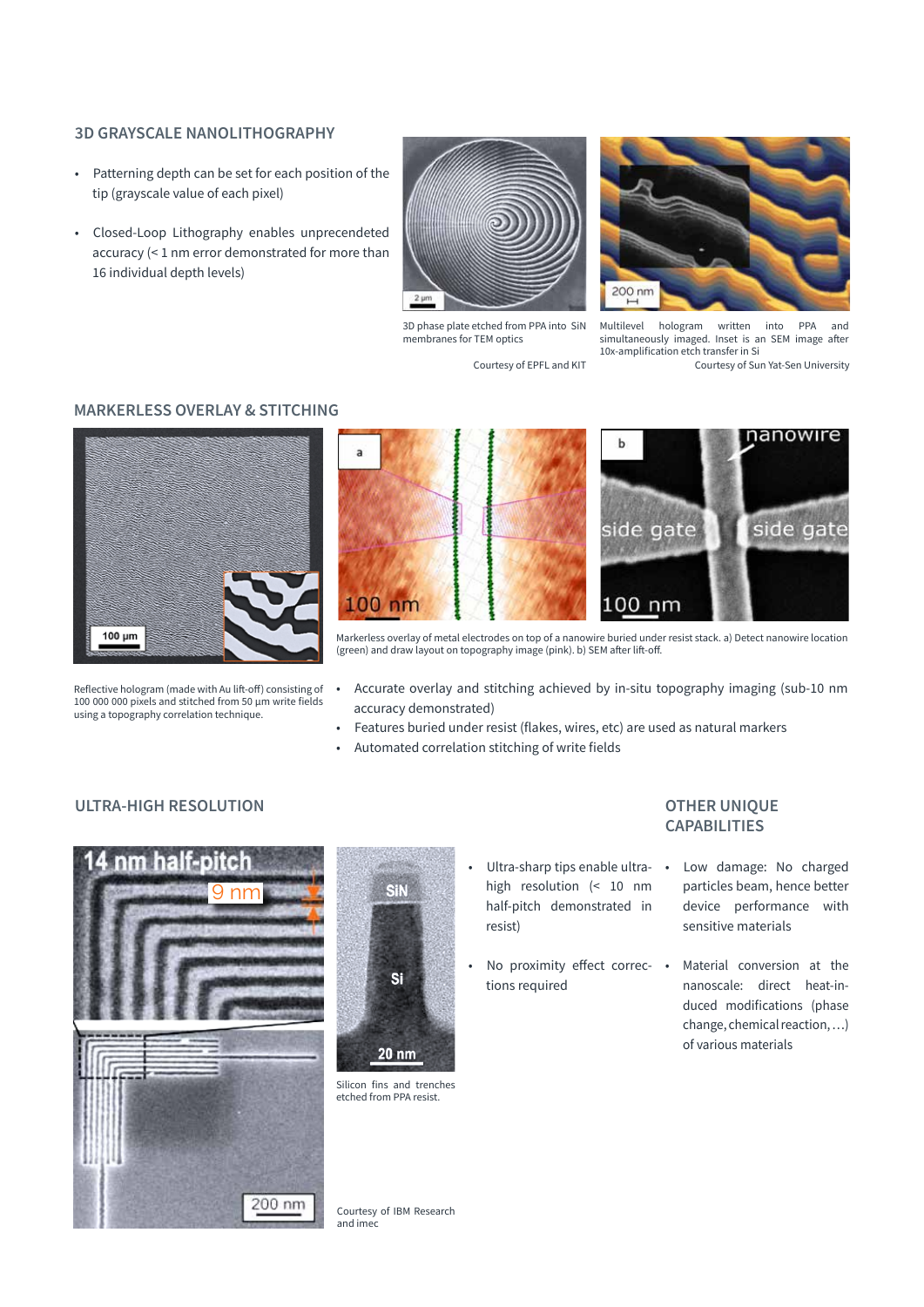## 3D GRAYSCALE NANOLITHOGRAPHY

- Patterning depth can be set for each position of the tip (grayscale value of each pixel)
- Closed-Loop Lithography enables unprecedented accuracy (< 1 nm error demonstrated for more than 16 individual depth levels)

3D phase plate etched from PPA into SiN membranes for TEM optics

Courtesy of EPFL and KIT

Multilevel hologram written into PPA and simultaneously imaged. Inset is an SEM image after 10x-amplification etch transfer in Si

Courtesy of Sun Yat-Sen University

## MARKERLESS OVERLAY & STITCHING

Reflective hologram (made with Au lift-off) consisting of 100 000 000 pixels and stitched from 50 µm write fields using a topography correlation technique.

Markerless overlay of metal electrodes on top of a nanowire buried under resist stack. a) Detect nanowire location (green) and draw layout on topography image (pink). b) SEM after lift-off.

- Accurate overlay and stitching achieved by in-situ topography imaging (sub-10 nm accuracy demonstrated)
- Features buried under resist (flakes, wires, etc) are used as natural markers
- Automated correlation stitching of write fields

## ULTRA-HIGH RESOLUTION

Silicon fins and trenches etched from PPA resist.

Courtesy of IBM Research and imec

- Ultra-sharp tips enable ultra-high resolution (< 10 nm half-pitch demonstrated in resist)
- No proximity effect corrections required

## OTHER UNIQUE CAPABILITIES

- Low damage: No charged particles beam, hence better device performance with sensitive materials
- Material conversion at the nanoscale: direct heat-induced modifications (phase change, chemical reaction, …) of various materials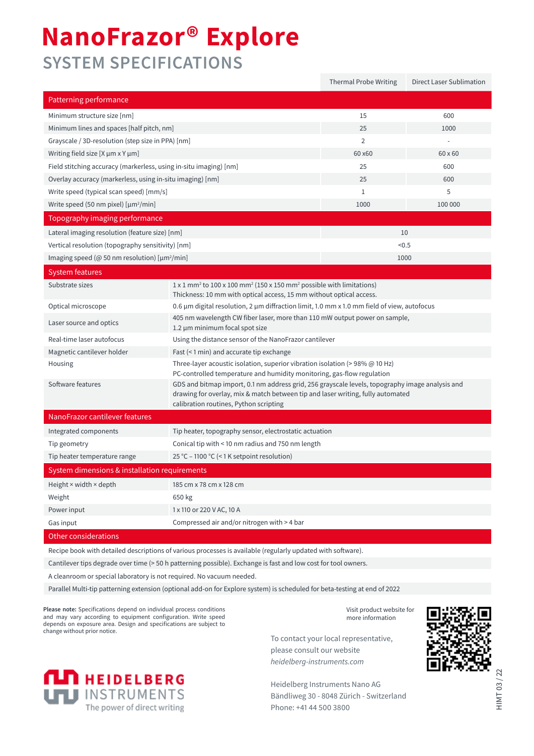# NanoFrazor® Explore

## SYSTEM SPECIFICATIONS

| | Thermal Probe Writing | Direct Laser Sublimation |
|---|---|---|
| **Patterning performance** | | |
| Minimum structure size [nm] | 15 | 600 |
| Minimum lines and spaces [half pitch, nm] | 25 | 1000 |
| Grayscale / 3D-resolution (step size in PPA) [nm] | 2 | - |
| Writing field size [X µm x Y µm] | 60 x60 | 60 x 60 |
| Field stitching accuracy (markerless, using in-situ imaging) [nm] | 25 | 600 |
| Overlay accuracy (markerless, using in-situ imaging) [nm] | 25 | 600 |
| Write speed (typical scan speed) [mm/s] | 1 | 5 |
| Write speed (50 nm pixel) [µm²/min] | 1000 | 100 000 |
| **Topography imaging performance** | | |
| Lateral imaging resolution (feature size) [nm] | 10 | |
| Vertical resolution (topography sensitivity) [nm] | <0.5 | |
| Imaging speed (@ 50 nm resolution) [µm²/min] | 1000 | |

| | |
|---|---|
| **System features** | |
| Substrate sizes | 1 x 1 mm² to 100 x 100 mm² (150 x 150 mm² possible with limitations)<br>Thickness: 10 mm with optical access, 15 mm without optical access. |
| Optical microscope | 0.6 µm digital resolution, 2 µm diffraction limit, 1.0 mm x 1.0 mm field of view, autofocus |
| Laser source and optics | 405 nm wavelength CW fiber laser, more than 110 mW output power on sample,<br>1.2 µm minimum focal spot size |
| Real-time laser autofocus | Using the distance sensor of the NanoFrazor cantilever |
| Magnetic cantilever holder | Fast (< 1 min) and accurate tip exchange |
| Housing | Three-layer acoustic isolation, superior vibration isolation (> 98% @ 10 Hz)<br>PC-controlled temperature and humidity monitoring, gas-flow regulation |
| Software features | GDS and bitmap import, 0.1 nm address grid, 256 grayscale levels, topography image analysis and drawing for overlay, mix & match between tip and laser writing, fully automated calibration routines, Python scripting |
| **NanoFrazor cantilever features** | |
| Integrated components | Tip heater, topography sensor, electrostatic actuation |
| Tip geometry | Conical tip with < 10 nm radius and 750 nm length |
| Tip heater temperature range | 25 °C – 1100 °C (< 1 K setpoint resolution) |
| **System dimensions & installation requirements** | |
| Height × width × depth | 185 cm x 78 cm x 128 cm |
| Weight | 650 kg |
| Power input | 1 x 110 or 220 V AC, 10 A |
| Gas input | Compressed air and/or nitrogen with > 4 bar |

**Other considerations**

Recipe book with detailed descriptions of various processes is available (regularly updated with software).

Cantilever tips degrade over time (> 50 h patterning possible). Exchange is fast and low cost for tool owners.

A cleanroom or special laboratory is not required. No vacuum needed.

Parallel Multi-tip patterning extension (optional add-on for Explore system) is scheduled for beta-testing at end of 2022

**Please note:** Specifications depend on individual process conditions and may vary according to equipment configuration. Write speed depends on exposure area. Design and specifications are subject to change without prior notice.

HEIDELBERG INSTRUMENTS
The power of direct writing

Visit product website for more information

To contact your local representative, please consult our website *heidelberg-instruments.com*

Heidelberg Instruments Nano AG
Bändliweg 30 - 8048 Zürich - Switzerland
Phone: +41 44 500 3800

HIMT 03 / 22